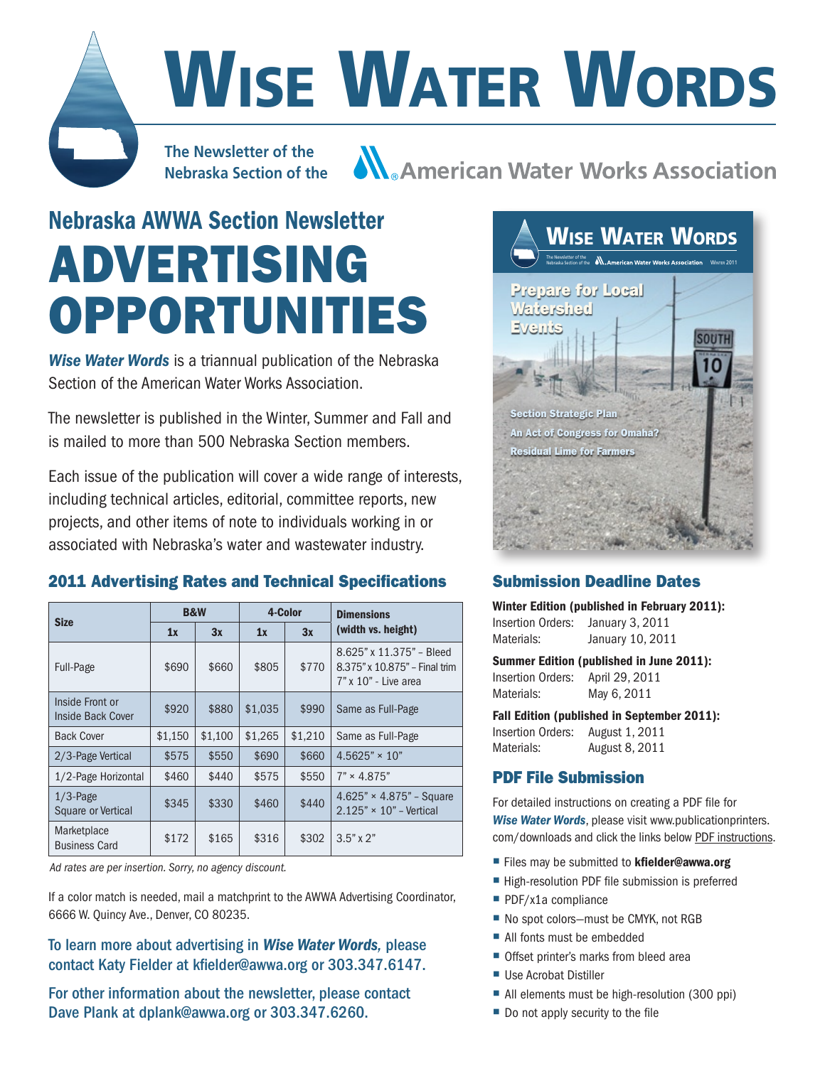# Wise Water Words

The Newsletter of the Nebraska Section of the American Water Works Association

## Nebraska AWWA Section Newsletter

# ADVERTISING OPPORTUNITIES

***Wise Water Words*** is a triannual publication of the Nebraska Section of the American Water Works Association.

The newsletter is published in the Winter, Summer and Fall and is mailed to more than 500 Nebraska Section members.

Each issue of the publication will cover a wide range of interests, including technical articles, editorial, committee reports, new projects, and other items of note to individuals working in or associated with Nebraska's water and wastewater industry.

### 2011 Advertising Rates and Technical Specifications

| Size | B&W | | 4-Color | | Dimensions (width vs. height) |
|---|---|---|---|---|---|
| | 1x | 3x | 1x | 3x | |
| Full-Page | $690 | $660 | $805 | $770 | 8.625" x 11.375" – Bleed<br>8.375" x 10.875" – Final trim<br>7" x 10" - Live area |
| Inside Front or Inside Back Cover | $920 | $880 | $1,035 | $990 | Same as Full-Page |
| Back Cover | $1,150 | $1,100 | $1,265 | $1,210 | Same as Full-Page |
| 2/3-Page Vertical | $575 | $550 | $690 | $660 | 4.5625" × 10" |
| 1/2-Page Horizontal | $460 | $440 | $575 | $550 | 7" × 4.875" |
| 1/3-Page Square or Vertical | $345 | $330 | $460 | $440 | 4.625" × 4.875" – Square<br>2.125" × 10" – Vertical |
| Marketplace Business Card | $172 | $165 | $316 | $302 | 3.5" x 2" |

*Ad rates are per insertion. Sorry, no agency discount.*

If a color match is needed, mail a matchprint to the AWWA Advertising Coordinator, 6666 W. Quincy Ave., Denver, CO 80235.

**To learn more about advertising in *Wise Water Words,* please contact Katy Fielder at kfielder@awwa.org or 303.347.6147.**

**For other information about the newsletter, please contact Dave Plank at dplank@awwa.org or 303.347.6260.**

### Submission Deadline Dates

**Winter Edition (published in February 2011):**
Insertion Orders: January 3, 2011
Materials: January 10, 2011

**Summer Edition (published in June 2011):**
Insertion Orders: April 29, 2011
Materials: May 6, 2011

**Fall Edition (published in September 2011):**
Insertion Orders: August 1, 2011
Materials: August 8, 2011

### PDF File Submission

For detailed instructions on creating a PDF file for ***Wise Water Words***, please visit www.publicationprinters.com/downloads and click the links below PDF instructions.

- Files may be submitted to **kfielder@awwa.org**
- High-resolution PDF file submission is preferred
- PDF/x1a compliance
- No spot colors—must be CMYK, not RGB
- All fonts must be embedded
- Offset printer's marks from bleed area
- Use Acrobat Distiller
- All elements must be high-resolution (300 ppi)
- Do not apply security to the file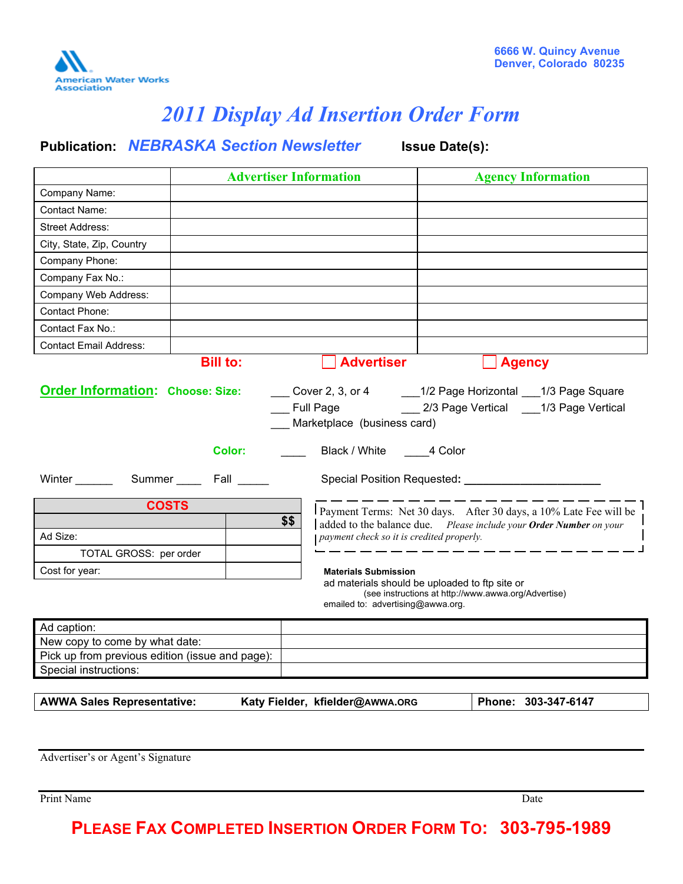American Water Works Association

6666 W. Quincy Avenue
Denver, Colorado 80235

# 2011 Display Ad Insertion Order Form

**Publication:** ***NEBRASKA Section Newsletter*** **Issue Date(s):**

| | Advertiser Information | Agency Information |
|---|---|---|
| Company Name: | | |
| Contact Name: | | |
| Street Address: | | |
| City, State, Zip, Country | | |
| Company Phone: | | |
| Company Fax No.: | | |
| Company Web Address: | | |
| Contact Phone: | | |
| Contact Fax No.: | | |
| Contact Email Address: | | |

**Bill to:** ☐ **Advertiser** ☐ **Agency**

**Order Information:** **Choose: Size:**

___ Cover 2, 3, or 4 ___1/2 Page Horizontal ___1/3 Page Square
___ Full Page ___ 2/3 Page Vertical ___1/3 Page Vertical
___ Marketplace (business card)

**Color:** ____ Black / White ____4 Color

Winter ______ Summer ____ Fall _____ Special Position Requested: ____________________

| COSTS | |
|---|---|
| | $$ |
| Ad Size: | |
| TOTAL GROSS: per order | |
| Cost for year: | |

Payment Terms: Net 30 days. After 30 days, a 10% Late Fee will be added to the balance due. *Please include your **Order Number** on your payment check so it is credited properly.*

**Materials Submission**
ad materials should be uploaded to ftp site or
(see instructions at http://www.awwa.org/Advertise)
emailed to: advertising@awwa.org.

| | |
|---|---|
| Ad caption: | |
| New copy to come by what date: | |
| Pick up from previous edition (issue and page): | |
| Special instructions: | |

| | | |
|---|---|---|
| **AWWA Sales Representative:** | **Katy Fielder, kfielder@AWWA.ORG** | **Phone: 303-347-6147** |

Advertiser's or Agent's Signature

Print Name Date

**PLEASE FAX COMPLETED INSERTION ORDER FORM TO: 303-795-1989**